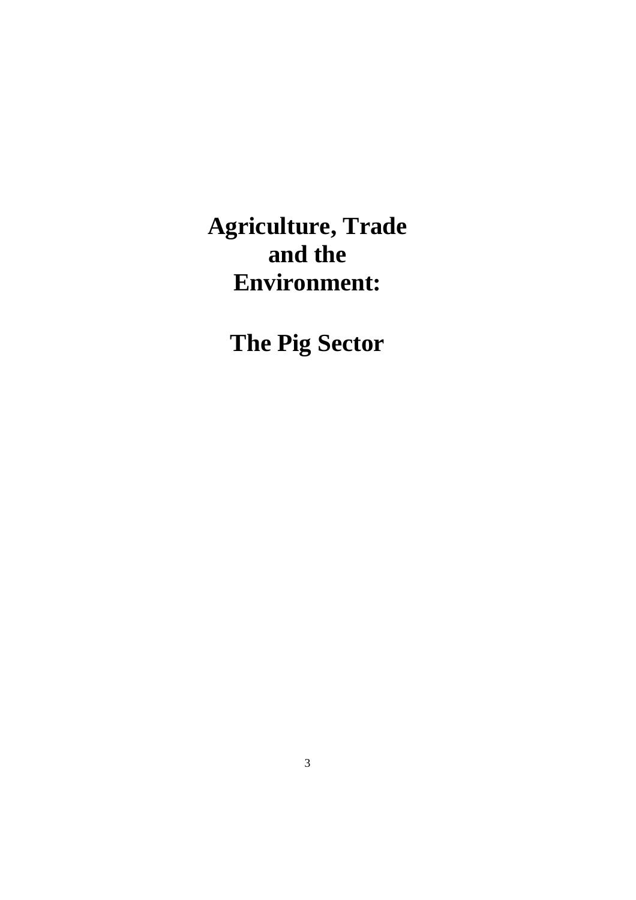# Agriculture, Trade and the Environment:

# The Pig Sector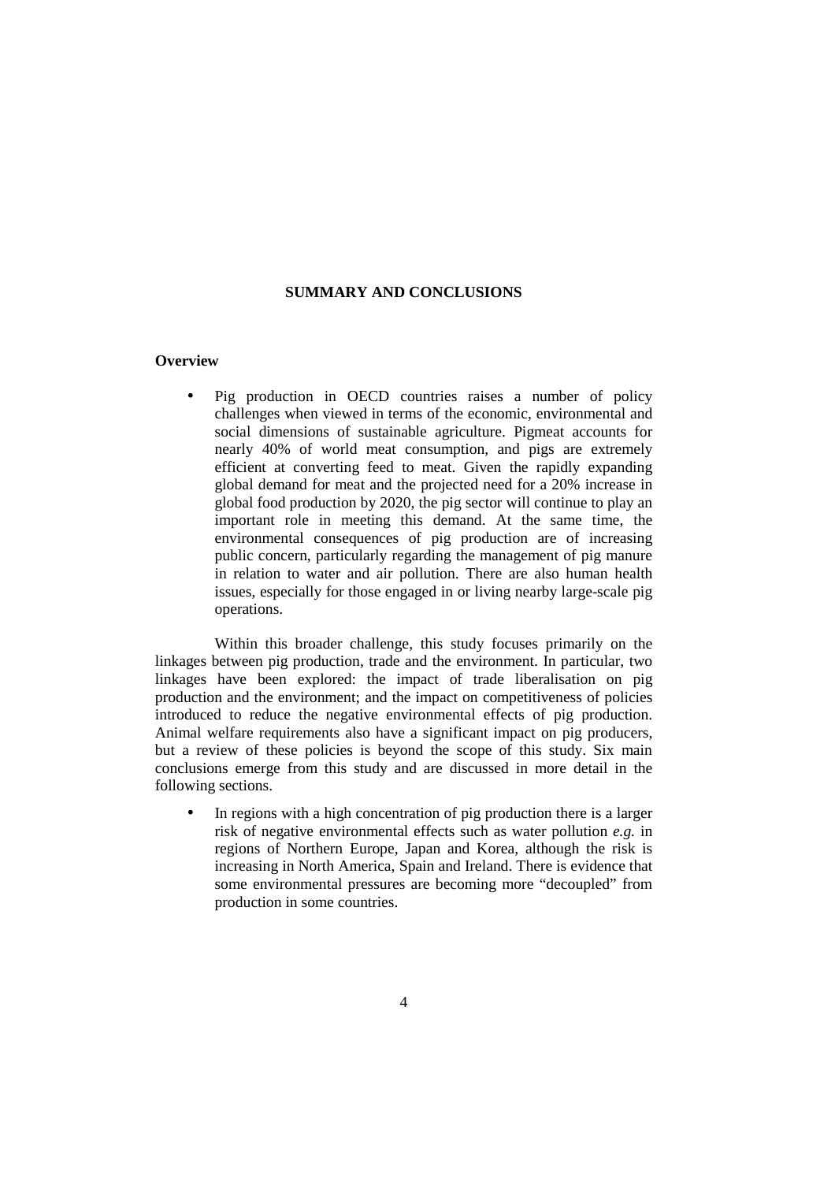# SUMMARY AND CONCLUSIONS

## Overview

- Pig production in OECD countries raises a number of policy challenges when viewed in terms of the economic, environmental and social dimensions of sustainable agriculture. Pigmeat accounts for nearly 40% of world meat consumption, and pigs are extremely efficient at converting feed to meat. Given the rapidly expanding global demand for meat and the projected need for a 20% increase in global food production by 2020, the pig sector will continue to play an important role in meeting this demand. At the same time, the environmental consequences of pig production are of increasing public concern, particularly regarding the management of pig manure in relation to water and air pollution. There are also human health issues, especially for those engaged in or living nearby large-scale pig operations.

Within this broader challenge, this study focuses primarily on the linkages between pig production, trade and the environment. In particular, two linkages have been explored: the impact of trade liberalisation on pig production and the environment; and the impact on competitiveness of policies introduced to reduce the negative environmental effects of pig production. Animal welfare requirements also have a significant impact on pig producers, but a review of these policies is beyond the scope of this study. Six main conclusions emerge from this study and are discussed in more detail in the following sections.

- In regions with a high concentration of pig production there is a larger risk of negative environmental effects such as water pollution *e.g.* in regions of Northern Europe, Japan and Korea, although the risk is increasing in North America, Spain and Ireland. There is evidence that some environmental pressures are becoming more "decoupled" from production in some countries.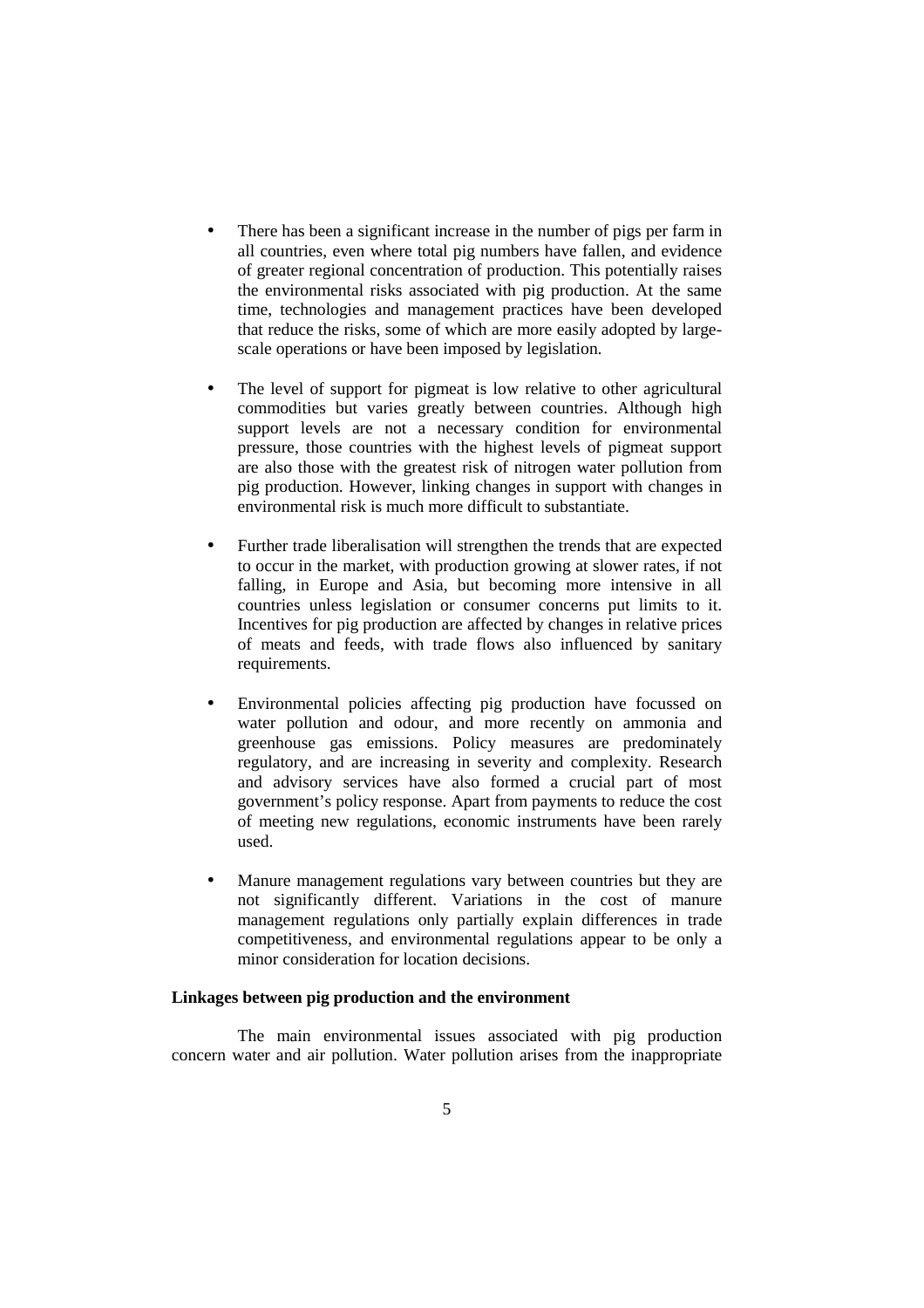- There has been a significant increase in the number of pigs per farm in all countries, even where total pig numbers have fallen, and evidence of greater regional concentration of production. This potentially raises the environmental risks associated with pig production. At the same time, technologies and management practices have been developed that reduce the risks, some of which are more easily adopted by large-scale operations or have been imposed by legislation.

- The level of support for pigmeat is low relative to other agricultural commodities but varies greatly between countries. Although high support levels are not a necessary condition for environmental pressure, those countries with the highest levels of pigmeat support are also those with the greatest risk of nitrogen water pollution from pig production. However, linking changes in support with changes in environmental risk is much more difficult to substantiate.

- Further trade liberalisation will strengthen the trends that are expected to occur in the market, with production growing at slower rates, if not falling, in Europe and Asia, but becoming more intensive in all countries unless legislation or consumer concerns put limits to it. Incentives for pig production are affected by changes in relative prices of meats and feeds, with trade flows also influenced by sanitary requirements.

- Environmental policies affecting pig production have focussed on water pollution and odour, and more recently on ammonia and greenhouse gas emissions. Policy measures are predominately regulatory, and are increasing in severity and complexity. Research and advisory services have also formed a crucial part of most government's policy response. Apart from payments to reduce the cost of meeting new regulations, economic instruments have been rarely used.

- Manure management regulations vary between countries but they are not significantly different. Variations in the cost of manure management regulations only partially explain differences in trade competitiveness, and environmental regulations appear to be only a minor consideration for location decisions.

**Linkages between pig production and the environment**

The main environmental issues associated with pig production concern water and air pollution. Water pollution arises from the inappropriate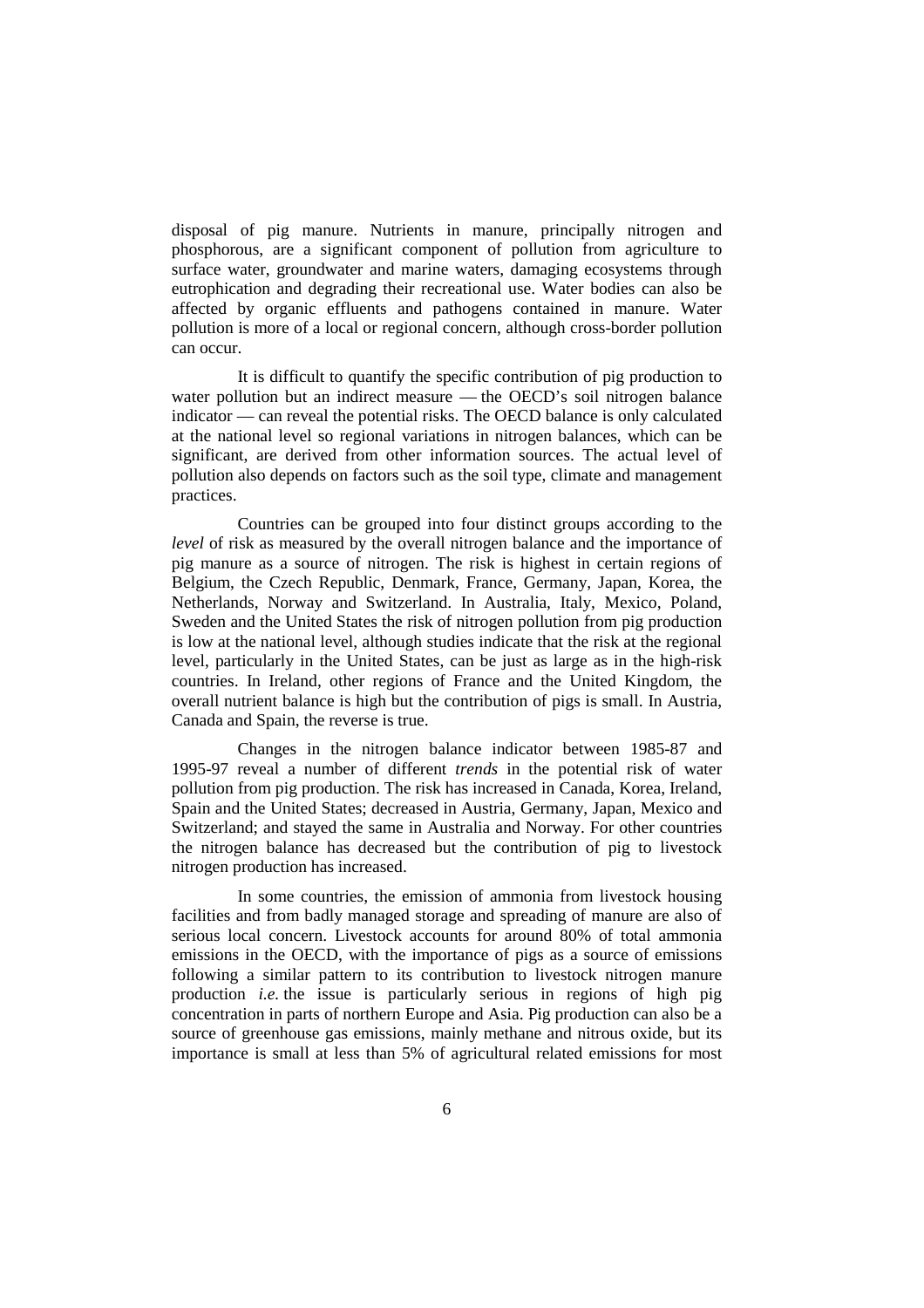disposal of pig manure. Nutrients in manure, principally nitrogen and phosphorous, are a significant component of pollution from agriculture to surface water, groundwater and marine waters, damaging ecosystems through eutrophication and degrading their recreational use. Water bodies can also be affected by organic effluents and pathogens contained in manure. Water pollution is more of a local or regional concern, although cross-border pollution can occur.

It is difficult to quantify the specific contribution of pig production to water pollution but an indirect measure — the OECD's soil nitrogen balance indicator — can reveal the potential risks. The OECD balance is only calculated at the national level so regional variations in nitrogen balances, which can be significant, are derived from other information sources. The actual level of pollution also depends on factors such as the soil type, climate and management practices.

Countries can be grouped into four distinct groups according to the *level* of risk as measured by the overall nitrogen balance and the importance of pig manure as a source of nitrogen. The risk is highest in certain regions of Belgium, the Czech Republic, Denmark, France, Germany, Japan, Korea, the Netherlands, Norway and Switzerland. In Australia, Italy, Mexico, Poland, Sweden and the United States the risk of nitrogen pollution from pig production is low at the national level, although studies indicate that the risk at the regional level, particularly in the United States, can be just as large as in the high-risk countries. In Ireland, other regions of France and the United Kingdom, the overall nutrient balance is high but the contribution of pigs is small. In Austria, Canada and Spain, the reverse is true.

Changes in the nitrogen balance indicator between 1985-87 and 1995-97 reveal a number of different *trends* in the potential risk of water pollution from pig production. The risk has increased in Canada, Korea, Ireland, Spain and the United States; decreased in Austria, Germany, Japan, Mexico and Switzerland; and stayed the same in Australia and Norway. For other countries the nitrogen balance has decreased but the contribution of pig to livestock nitrogen production has increased.

In some countries, the emission of ammonia from livestock housing facilities and from badly managed storage and spreading of manure are also of serious local concern. Livestock accounts for around 80% of total ammonia emissions in the OECD, with the importance of pigs as a source of emissions following a similar pattern to its contribution to livestock nitrogen manure production *i.e.* the issue is particularly serious in regions of high pig concentration in parts of northern Europe and Asia. Pig production can also be a source of greenhouse gas emissions, mainly methane and nitrous oxide, but its importance is small at less than 5% of agricultural related emissions for most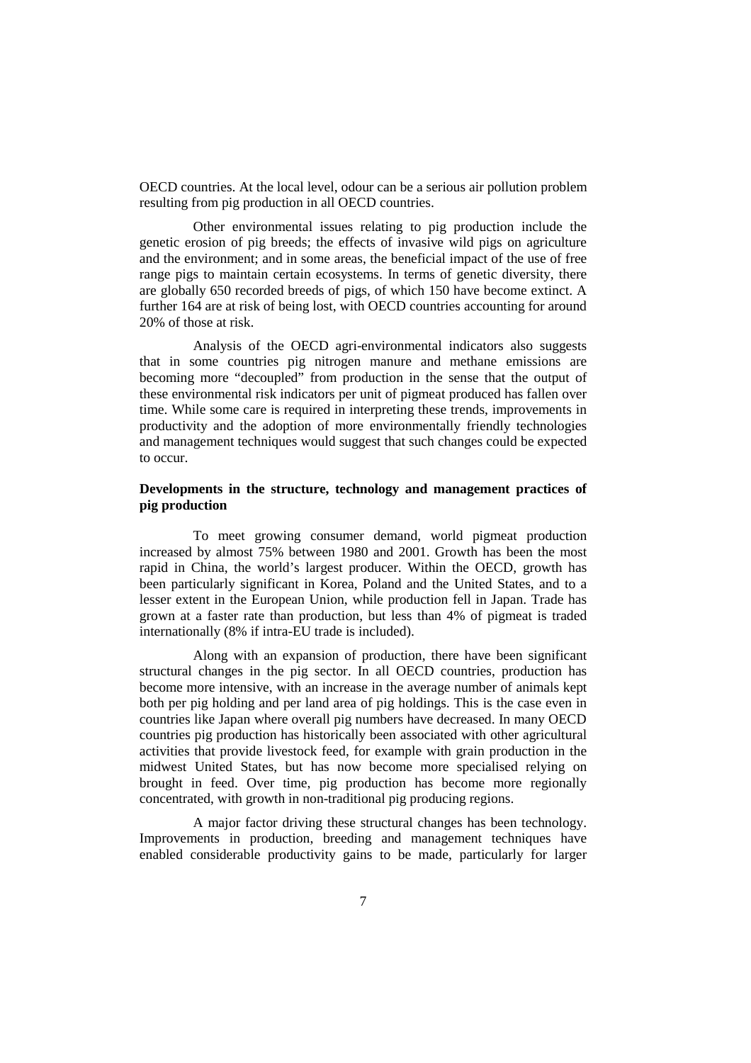OECD countries. At the local level, odour can be a serious air pollution problem resulting from pig production in all OECD countries.

Other environmental issues relating to pig production include the genetic erosion of pig breeds; the effects of invasive wild pigs on agriculture and the environment; and in some areas, the beneficial impact of the use of free range pigs to maintain certain ecosystems. In terms of genetic diversity, there are globally 650 recorded breeds of pigs, of which 150 have become extinct. A further 164 are at risk of being lost, with OECD countries accounting for around 20% of those at risk.

Analysis of the OECD agri-environmental indicators also suggests that in some countries pig nitrogen manure and methane emissions are becoming more "decoupled" from production in the sense that the output of these environmental risk indicators per unit of pigmeat produced has fallen over time. While some care is required in interpreting these trends, improvements in productivity and the adoption of more environmentally friendly technologies and management techniques would suggest that such changes could be expected to occur.

## Developments in the structure, technology and management practices of pig production

To meet growing consumer demand, world pigmeat production increased by almost 75% between 1980 and 2001. Growth has been the most rapid in China, the world's largest producer. Within the OECD, growth has been particularly significant in Korea, Poland and the United States, and to a lesser extent in the European Union, while production fell in Japan. Trade has grown at a faster rate than production, but less than 4% of pigmeat is traded internationally (8% if intra-EU trade is included).

Along with an expansion of production, there have been significant structural changes in the pig sector. In all OECD countries, production has become more intensive, with an increase in the average number of animals kept both per pig holding and per land area of pig holdings. This is the case even in countries like Japan where overall pig numbers have decreased. In many OECD countries pig production has historically been associated with other agricultural activities that provide livestock feed, for example with grain production in the midwest United States, but has now become more specialised relying on brought in feed. Over time, pig production has become more regionally concentrated, with growth in non-traditional pig producing regions.

A major factor driving these structural changes has been technology. Improvements in production, breeding and management techniques have enabled considerable productivity gains to be made, particularly for larger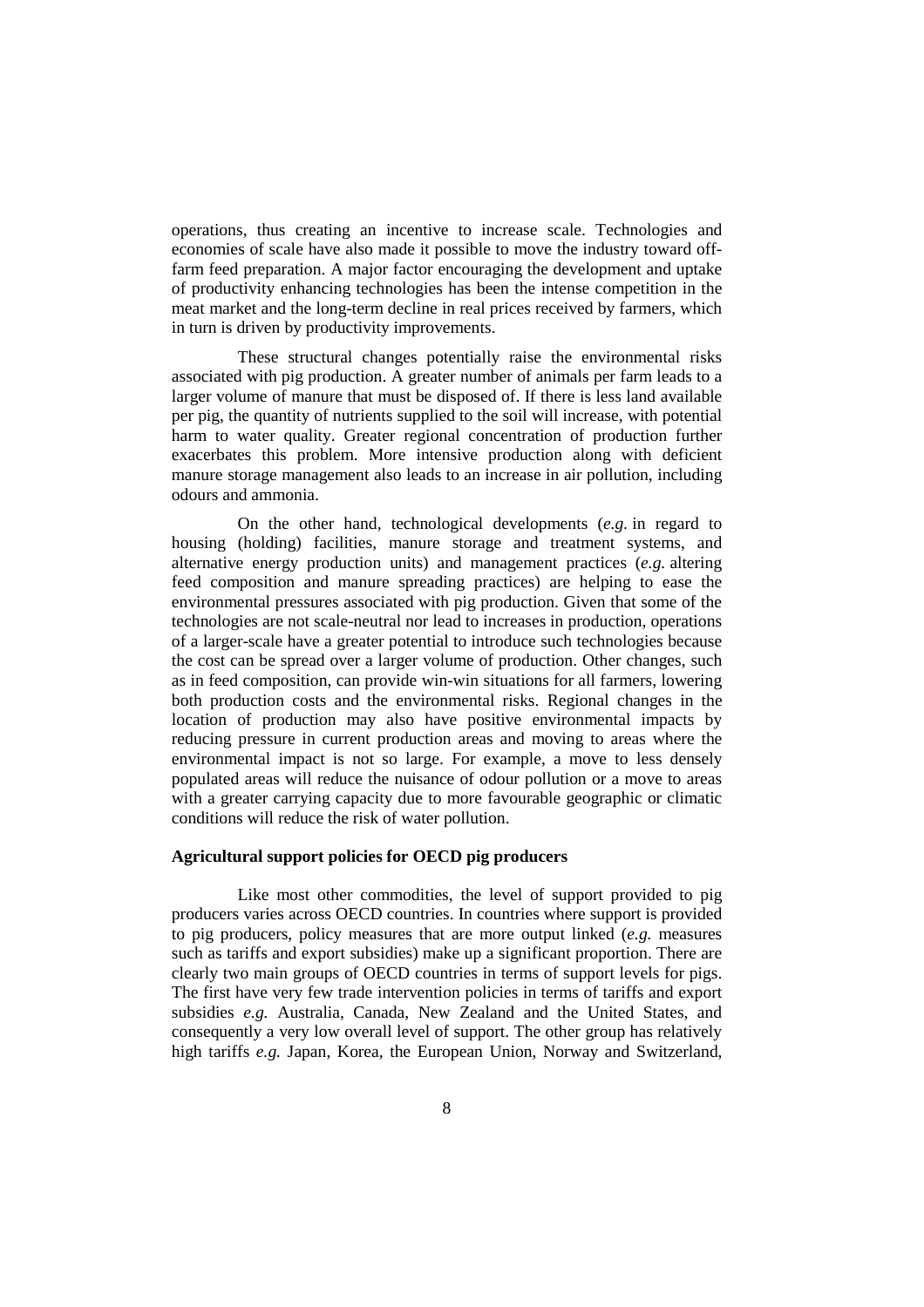operations, thus creating an incentive to increase scale. Technologies and economies of scale have also made it possible to move the industry toward off-farm feed preparation. A major factor encouraging the development and uptake of productivity enhancing technologies has been the intense competition in the meat market and the long-term decline in real prices received by farmers, which in turn is driven by productivity improvements.

These structural changes potentially raise the environmental risks associated with pig production. A greater number of animals per farm leads to a larger volume of manure that must be disposed of. If there is less land available per pig, the quantity of nutrients supplied to the soil will increase, with potential harm to water quality. Greater regional concentration of production further exacerbates this problem. More intensive production along with deficient manure storage management also leads to an increase in air pollution, including odours and ammonia.

On the other hand, technological developments (*e.g.* in regard to housing (holding) facilities, manure storage and treatment systems, and alternative energy production units) and management practices (*e.g.* altering feed composition and manure spreading practices) are helping to ease the environmental pressures associated with pig production. Given that some of the technologies are not scale-neutral nor lead to increases in production, operations of a larger-scale have a greater potential to introduce such technologies because the cost can be spread over a larger volume of production. Other changes, such as in feed composition, can provide win-win situations for all farmers, lowering both production costs and the environmental risks. Regional changes in the location of production may also have positive environmental impacts by reducing pressure in current production areas and moving to areas where the environmental impact is not so large. For example, a move to less densely populated areas will reduce the nuisance of odour pollution or a move to areas with a greater carrying capacity due to more favourable geographic or climatic conditions will reduce the risk of water pollution.

### Agricultural support policies for OECD pig producers

Like most other commodities, the level of support provided to pig producers varies across OECD countries. In countries where support is provided to pig producers, policy measures that are more output linked (*e.g.* measures such as tariffs and export subsidies) make up a significant proportion. There are clearly two main groups of OECD countries in terms of support levels for pigs. The first have very few trade intervention policies in terms of tariffs and export subsidies *e.g.* Australia, Canada, New Zealand and the United States, and consequently a very low overall level of support. The other group has relatively high tariffs *e.g.* Japan, Korea, the European Union, Norway and Switzerland,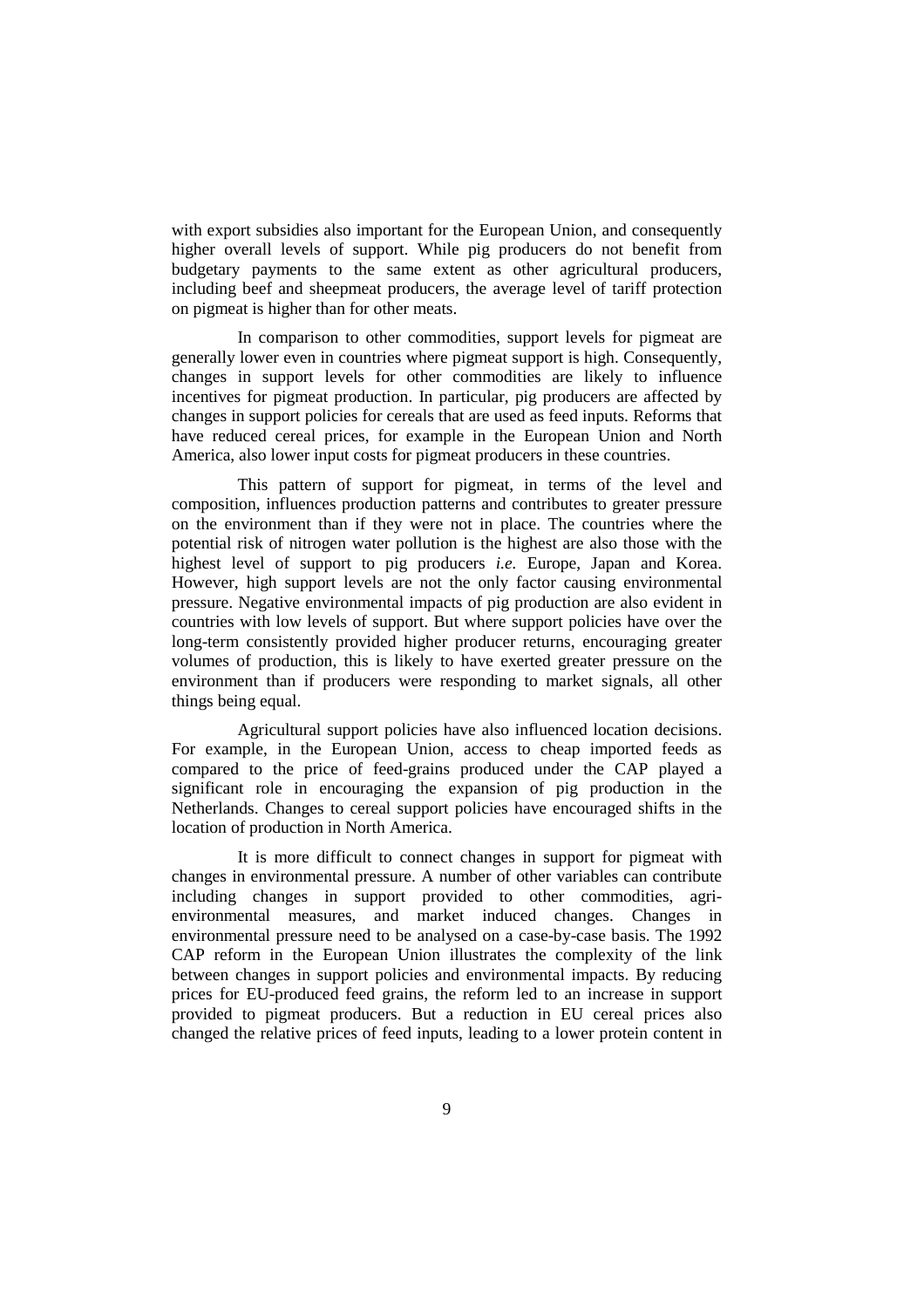with export subsidies also important for the European Union, and consequently higher overall levels of support. While pig producers do not benefit from budgetary payments to the same extent as other agricultural producers, including beef and sheepmeat producers, the average level of tariff protection on pigmeat is higher than for other meats.

In comparison to other commodities, support levels for pigmeat are generally lower even in countries where pigmeat support is high. Consequently, changes in support levels for other commodities are likely to influence incentives for pigmeat production. In particular, pig producers are affected by changes in support policies for cereals that are used as feed inputs. Reforms that have reduced cereal prices, for example in the European Union and North America, also lower input costs for pigmeat producers in these countries.

This pattern of support for pigmeat, in terms of the level and composition, influences production patterns and contributes to greater pressure on the environment than if they were not in place. The countries where the potential risk of nitrogen water pollution is the highest are also those with the highest level of support to pig producers *i.e.* Europe, Japan and Korea. However, high support levels are not the only factor causing environmental pressure. Negative environmental impacts of pig production are also evident in countries with low levels of support. But where support policies have over the long-term consistently provided higher producer returns, encouraging greater volumes of production, this is likely to have exerted greater pressure on the environment than if producers were responding to market signals, all other things being equal.

Agricultural support policies have also influenced location decisions. For example, in the European Union, access to cheap imported feeds as compared to the price of feed-grains produced under the CAP played a significant role in encouraging the expansion of pig production in the Netherlands. Changes to cereal support policies have encouraged shifts in the location of production in North America.

It is more difficult to connect changes in support for pigmeat with changes in environmental pressure. A number of other variables can contribute including changes in support provided to other commodities, agri-environmental measures, and market induced changes. Changes in environmental pressure need to be analysed on a case-by-case basis. The 1992 CAP reform in the European Union illustrates the complexity of the link between changes in support policies and environmental impacts. By reducing prices for EU-produced feed grains, the reform led to an increase in support provided to pigmeat producers. But a reduction in EU cereal prices also changed the relative prices of feed inputs, leading to a lower protein content in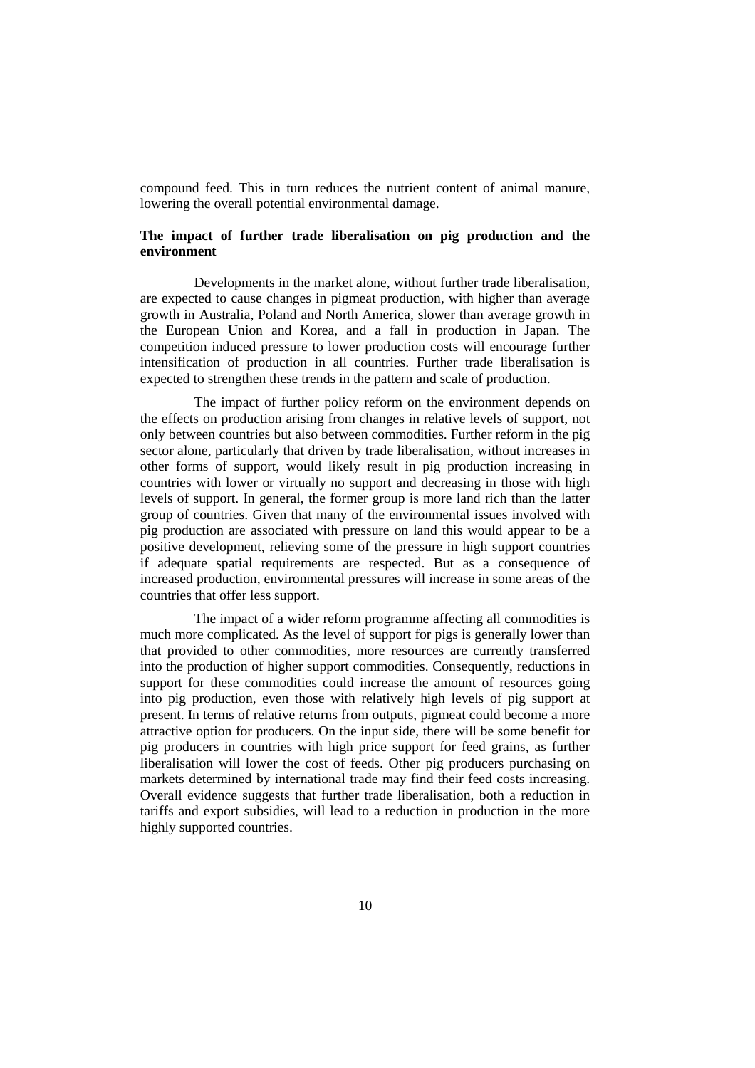compound feed. This in turn reduces the nutrient content of animal manure, lowering the overall potential environmental damage.

### The impact of further trade liberalisation on pig production and the environment

Developments in the market alone, without further trade liberalisation, are expected to cause changes in pigmeat production, with higher than average growth in Australia, Poland and North America, slower than average growth in the European Union and Korea, and a fall in production in Japan. The competition induced pressure to lower production costs will encourage further intensification of production in all countries. Further trade liberalisation is expected to strengthen these trends in the pattern and scale of production.

The impact of further policy reform on the environment depends on the effects on production arising from changes in relative levels of support, not only between countries but also between commodities. Further reform in the pig sector alone, particularly that driven by trade liberalisation, without increases in other forms of support, would likely result in pig production increasing in countries with lower or virtually no support and decreasing in those with high levels of support. In general, the former group is more land rich than the latter group of countries. Given that many of the environmental issues involved with pig production are associated with pressure on land this would appear to be a positive development, relieving some of the pressure in high support countries if adequate spatial requirements are respected. But as a consequence of increased production, environmental pressures will increase in some areas of the countries that offer less support.

The impact of a wider reform programme affecting all commodities is much more complicated. As the level of support for pigs is generally lower than that provided to other commodities, more resources are currently transferred into the production of higher support commodities. Consequently, reductions in support for these commodities could increase the amount of resources going into pig production, even those with relatively high levels of pig support at present. In terms of relative returns from outputs, pigmeat could become a more attractive option for producers. On the input side, there will be some benefit for pig producers in countries with high price support for feed grains, as further liberalisation will lower the cost of feeds. Other pig producers purchasing on markets determined by international trade may find their feed costs increasing. Overall evidence suggests that further trade liberalisation, both a reduction in tariffs and export subsidies, will lead to a reduction in production in the more highly supported countries.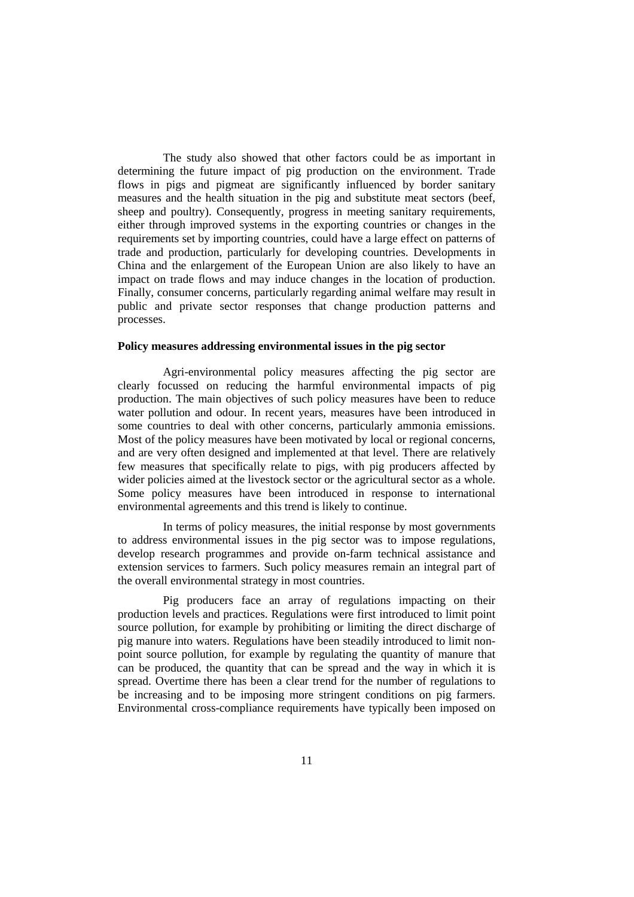The study also showed that other factors could be as important in determining the future impact of pig production on the environment. Trade flows in pigs and pigmeat are significantly influenced by border sanitary measures and the health situation in the pig and substitute meat sectors (beef, sheep and poultry). Consequently, progress in meeting sanitary requirements, either through improved systems in the exporting countries or changes in the requirements set by importing countries, could have a large effect on patterns of trade and production, particularly for developing countries. Developments in China and the enlargement of the European Union are also likely to have an impact on trade flows and may induce changes in the location of production. Finally, consumer concerns, particularly regarding animal welfare may result in public and private sector responses that change production patterns and processes.

**Policy measures addressing environmental issues in the pig sector**

Agri-environmental policy measures affecting the pig sector are clearly focussed on reducing the harmful environmental impacts of pig production. The main objectives of such policy measures have been to reduce water pollution and odour. In recent years, measures have been introduced in some countries to deal with other concerns, particularly ammonia emissions. Most of the policy measures have been motivated by local or regional concerns, and are very often designed and implemented at that level. There are relatively few measures that specifically relate to pigs, with pig producers affected by wider policies aimed at the livestock sector or the agricultural sector as a whole. Some policy measures have been introduced in response to international environmental agreements and this trend is likely to continue.

In terms of policy measures, the initial response by most governments to address environmental issues in the pig sector was to impose regulations, develop research programmes and provide on-farm technical assistance and extension services to farmers. Such policy measures remain an integral part of the overall environmental strategy in most countries.

Pig producers face an array of regulations impacting on their production levels and practices. Regulations were first introduced to limit point source pollution, for example by prohibiting or limiting the direct discharge of pig manure into waters. Regulations have been steadily introduced to limit non-point source pollution, for example by regulating the quantity of manure that can be produced, the quantity that can be spread and the way in which it is spread. Overtime there has been a clear trend for the number of regulations to be increasing and to be imposing more stringent conditions on pig farmers. Environmental cross-compliance requirements have typically been imposed on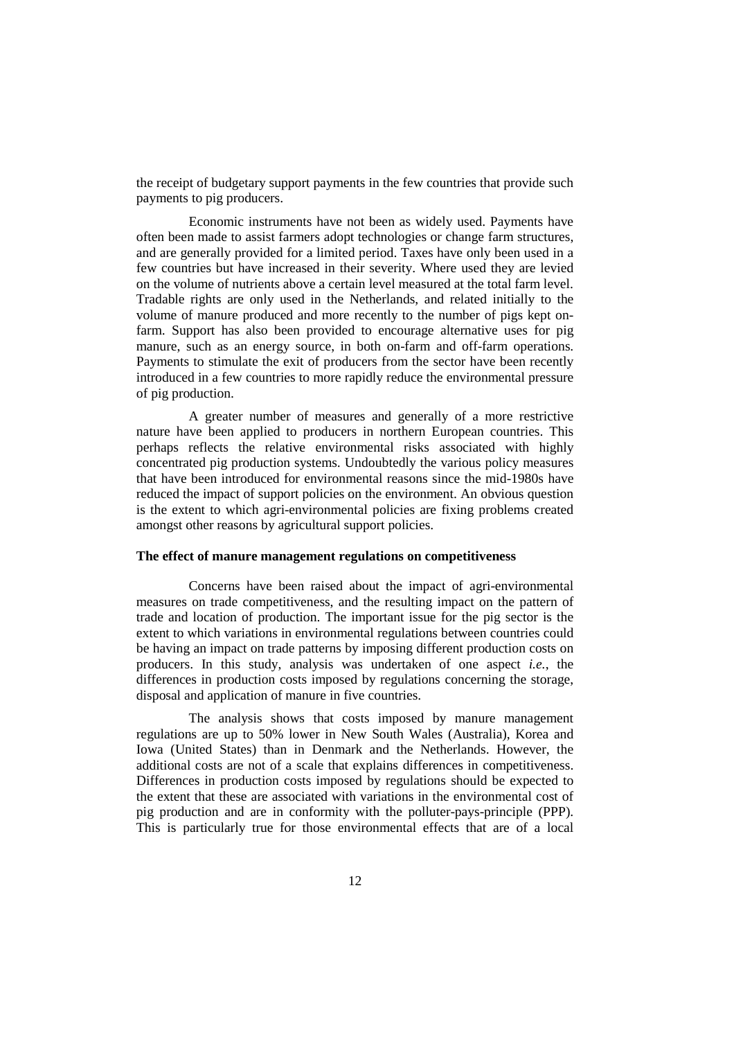the receipt of budgetary support payments in the few countries that provide such payments to pig producers.

Economic instruments have not been as widely used. Payments have often been made to assist farmers adopt technologies or change farm structures, and are generally provided for a limited period. Taxes have only been used in a few countries but have increased in their severity. Where used they are levied on the volume of nutrients above a certain level measured at the total farm level. Tradable rights are only used in the Netherlands, and related initially to the volume of manure produced and more recently to the number of pigs kept on-farm. Support has also been provided to encourage alternative uses for pig manure, such as an energy source, in both on-farm and off-farm operations. Payments to stimulate the exit of producers from the sector have been recently introduced in a few countries to more rapidly reduce the environmental pressure of pig production.

A greater number of measures and generally of a more restrictive nature have been applied to producers in northern European countries. This perhaps reflects the relative environmental risks associated with highly concentrated pig production systems. Undoubtedly the various policy measures that have been introduced for environmental reasons since the mid-1980s have reduced the impact of support policies on the environment. An obvious question is the extent to which agri-environmental policies are fixing problems created amongst other reasons by agricultural support policies.

**The effect of manure management regulations on competitiveness**

Concerns have been raised about the impact of agri-environmental measures on trade competitiveness, and the resulting impact on the pattern of trade and location of production. The important issue for the pig sector is the extent to which variations in environmental regulations between countries could be having an impact on trade patterns by imposing different production costs on producers. In this study, analysis was undertaken of one aspect *i.e.*, the differences in production costs imposed by regulations concerning the storage, disposal and application of manure in five countries.

The analysis shows that costs imposed by manure management regulations are up to 50% lower in New South Wales (Australia), Korea and Iowa (United States) than in Denmark and the Netherlands. However, the additional costs are not of a scale that explains differences in competitiveness. Differences in production costs imposed by regulations should be expected to the extent that these are associated with variations in the environmental cost of pig production and are in conformity with the polluter-pays-principle (PPP). This is particularly true for those environmental effects that are of a local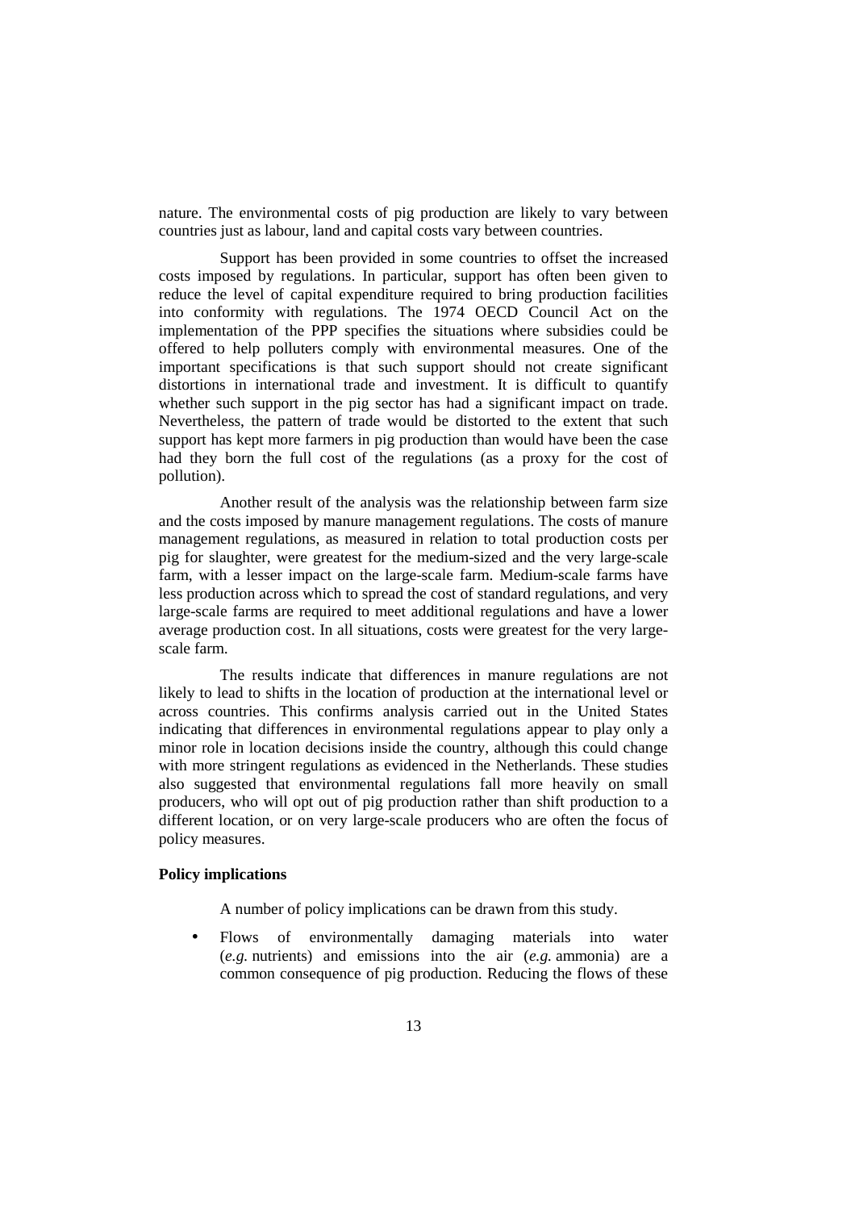nature. The environmental costs of pig production are likely to vary between countries just as labour, land and capital costs vary between countries.

Support has been provided in some countries to offset the increased costs imposed by regulations. In particular, support has often been given to reduce the level of capital expenditure required to bring production facilities into conformity with regulations. The 1974 OECD Council Act on the implementation of the PPP specifies the situations where subsidies could be offered to help polluters comply with environmental measures. One of the important specifications is that such support should not create significant distortions in international trade and investment. It is difficult to quantify whether such support in the pig sector has had a significant impact on trade. Nevertheless, the pattern of trade would be distorted to the extent that such support has kept more farmers in pig production than would have been the case had they born the full cost of the regulations (as a proxy for the cost of pollution).

Another result of the analysis was the relationship between farm size and the costs imposed by manure management regulations. The costs of manure management regulations, as measured in relation to total production costs per pig for slaughter, were greatest for the medium-sized and the very large-scale farm, with a lesser impact on the large-scale farm. Medium-scale farms have less production across which to spread the cost of standard regulations, and very large-scale farms are required to meet additional regulations and have a lower average production cost. In all situations, costs were greatest for the very large-scale farm.

The results indicate that differences in manure regulations are not likely to lead to shifts in the location of production at the international level or across countries. This confirms analysis carried out in the United States indicating that differences in environmental regulations appear to play only a minor role in location decisions inside the country, although this could change with more stringent regulations as evidenced in the Netherlands. These studies also suggested that environmental regulations fall more heavily on small producers, who will opt out of pig production rather than shift production to a different location, or on very large-scale producers who are often the focus of policy measures.

**Policy implications**

A number of policy implications can be drawn from this study.

- Flows of environmentally damaging materials into water (*e.g.* nutrients) and emissions into the air (*e.g.* ammonia) are a common consequence of pig production. Reducing the flows of these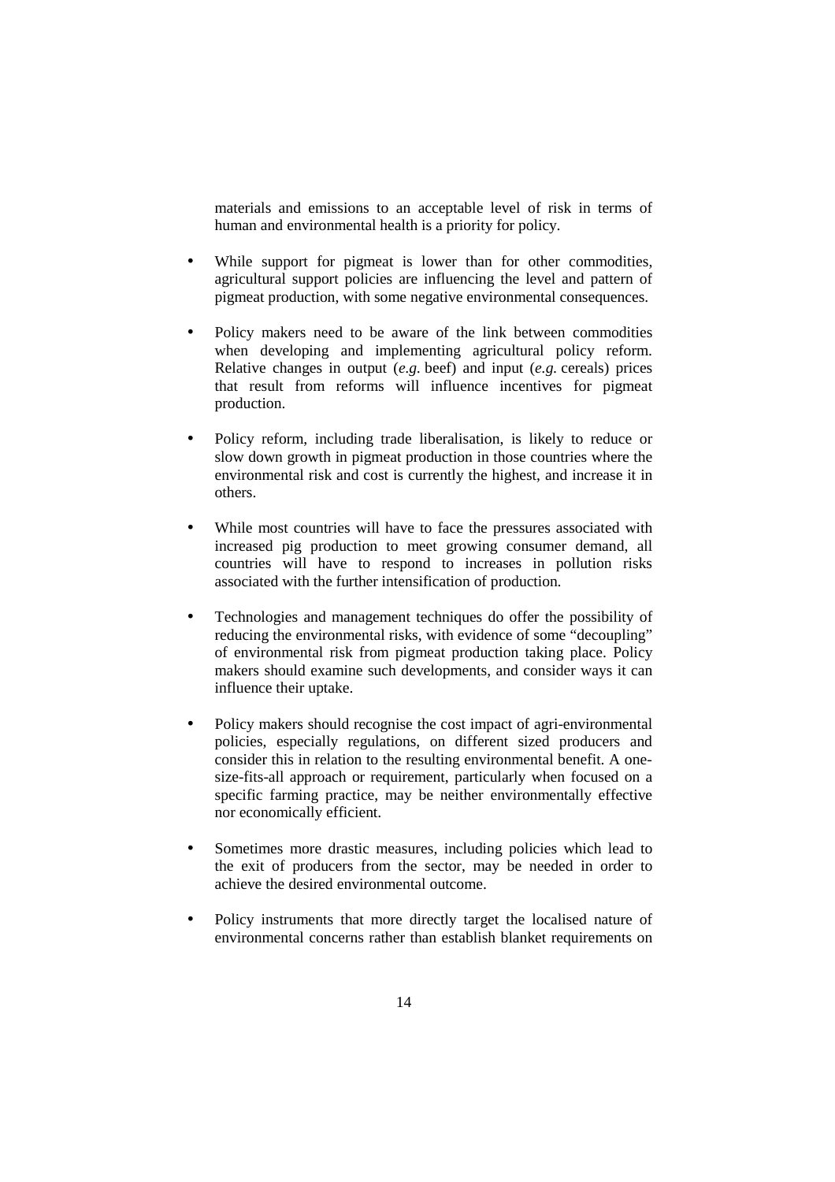materials and emissions to an acceptable level of risk in terms of human and environmental health is a priority for policy.

- While support for pigmeat is lower than for other commodities, agricultural support policies are influencing the level and pattern of pigmeat production, with some negative environmental consequences.

- Policy makers need to be aware of the link between commodities when developing and implementing agricultural policy reform. Relative changes in output (*e.g.* beef) and input (*e.g.* cereals) prices that result from reforms will influence incentives for pigmeat production.

- Policy reform, including trade liberalisation, is likely to reduce or slow down growth in pigmeat production in those countries where the environmental risk and cost is currently the highest, and increase it in others.

- While most countries will have to face the pressures associated with increased pig production to meet growing consumer demand, all countries will have to respond to increases in pollution risks associated with the further intensification of production.

- Technologies and management techniques do offer the possibility of reducing the environmental risks, with evidence of some "decoupling" of environmental risk from pigmeat production taking place. Policy makers should examine such developments, and consider ways it can influence their uptake.

- Policy makers should recognise the cost impact of agri-environmental policies, especially regulations, on different sized producers and consider this in relation to the resulting environmental benefit. A one-size-fits-all approach or requirement, particularly when focused on a specific farming practice, may be neither environmentally effective nor economically efficient.

- Sometimes more drastic measures, including policies which lead to the exit of producers from the sector, may be needed in order to achieve the desired environmental outcome.

- Policy instruments that more directly target the localised nature of environmental concerns rather than establish blanket requirements on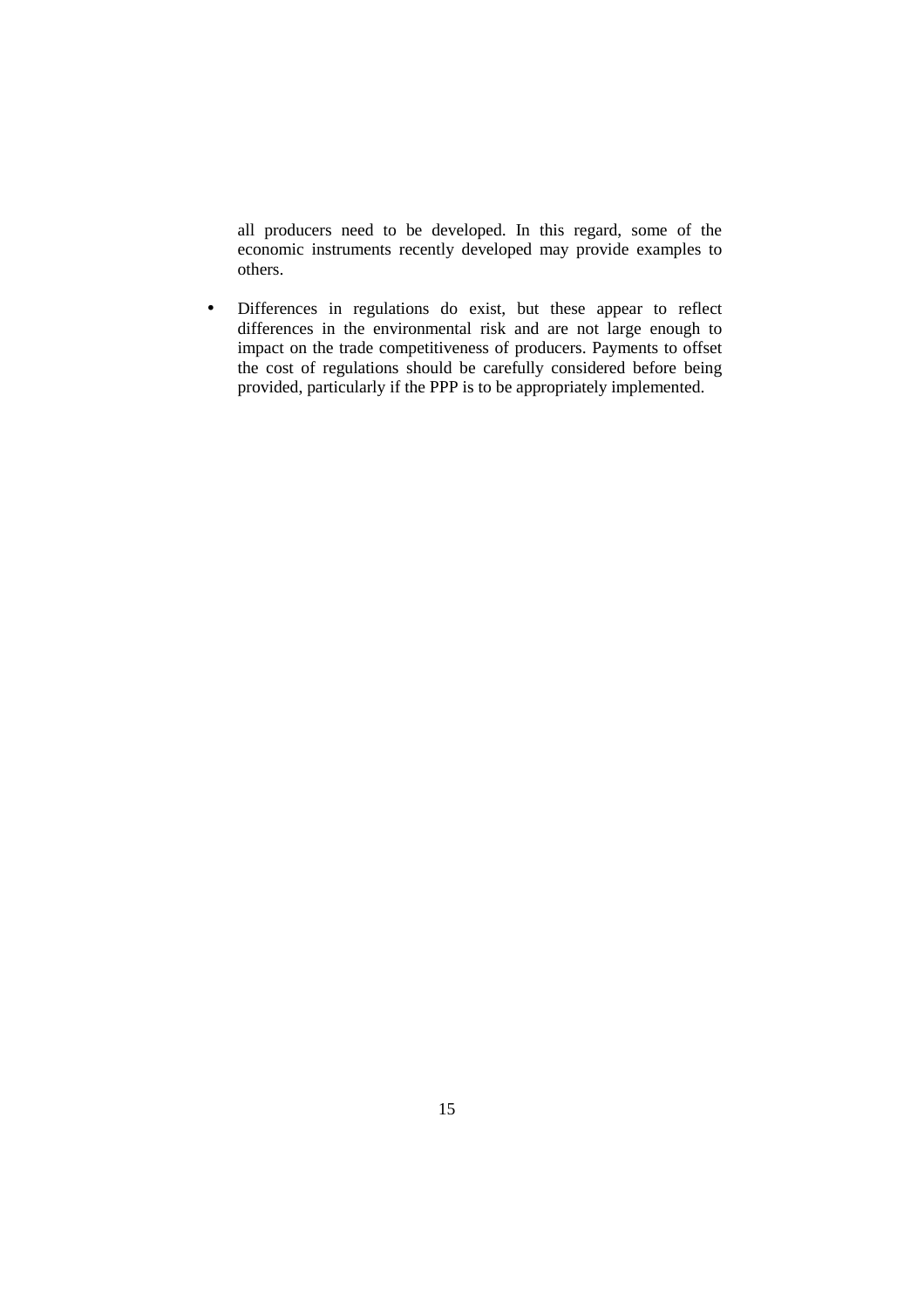all producers need to be developed. In this regard, some of the economic instruments recently developed may provide examples to others.

- Differences in regulations do exist, but these appear to reflect differences in the environmental risk and are not large enough to impact on the trade competitiveness of producers. Payments to offset the cost of regulations should be carefully considered before being provided, particularly if the PPP is to be appropriately implemented.